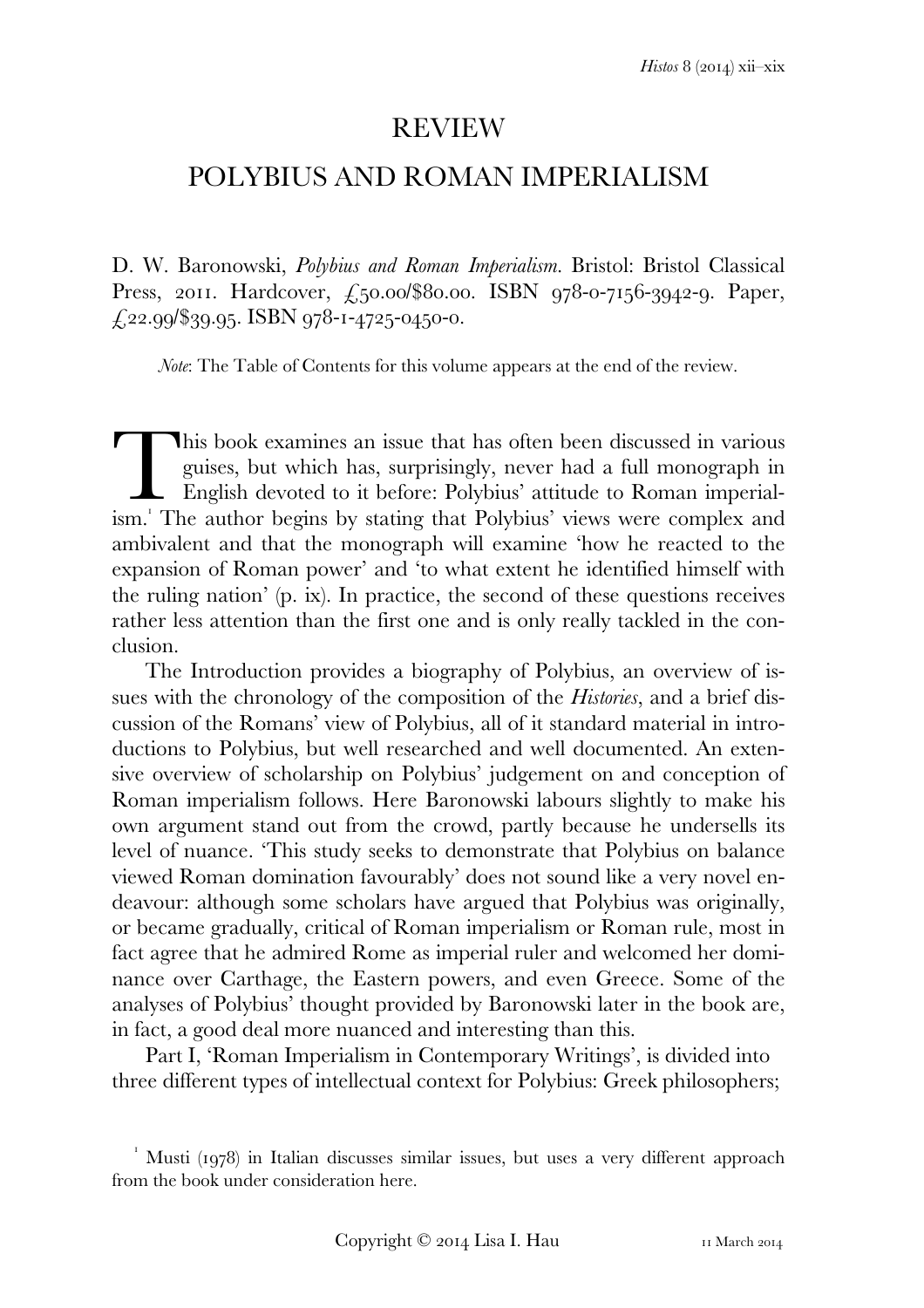# REVIEW

# POLYBIUS AND ROMAN IMPERIALISM

D. W. Baronowski, *Polybius and Roman Imperialism*. Bristol: Bristol Classical Press, 2011. Hardcover, £50.00/$80.00. ISBN 978-0-7156-3942-9. Paper, £22.99/$39.95. ISBN 978-1-4725-0450-0.

*Note*: The Table of Contents for this volume appears at the end of the review.

This book examines an issue that has often been discussed in various guises, but which has, surprisingly, never had a full monograph in English devoted to it before: Polybius' attitude to Roman imperialism.[1] The author begins by stating that Polybius' views were complex and ambivalent and that the monograph will examine 'how he reacted to the expansion of Roman power' and 'to what extent he identified himself with the ruling nation' (p. ix). In practice, the second of these questions receives rather less attention than the first one and is only really tackled in the conclusion.

The Introduction provides a biography of Polybius, an overview of issues with the chronology of the composition of the *Histories*, and a brief discussion of the Romans' view of Polybius, all of it standard material in introductions to Polybius, but well researched and well documented. An extensive overview of scholarship on Polybius' judgement on and conception of Roman imperialism follows. Here Baronowski labours slightly to make his own argument stand out from the crowd, partly because he undersells its level of nuance. 'This study seeks to demonstrate that Polybius on balance viewed Roman domination favourably' does not sound like a very novel endeavour: although some scholars have argued that Polybius was originally, or became gradually, critical of Roman imperialism or Roman rule, most in fact agree that he admired Rome as imperial ruler and welcomed her dominance over Carthage, the Eastern powers, and even Greece. Some of the analyses of Polybius' thought provided by Baronowski later in the book are, in fact, a good deal more nuanced and interesting than this.

Part I, 'Roman Imperialism in Contemporary Writings', is divided into three different types of intellectual context for Polybius: Greek philosophers;

[1] Musti (1978) in Italian discusses similar issues, but uses a very different approach from the book under consideration here.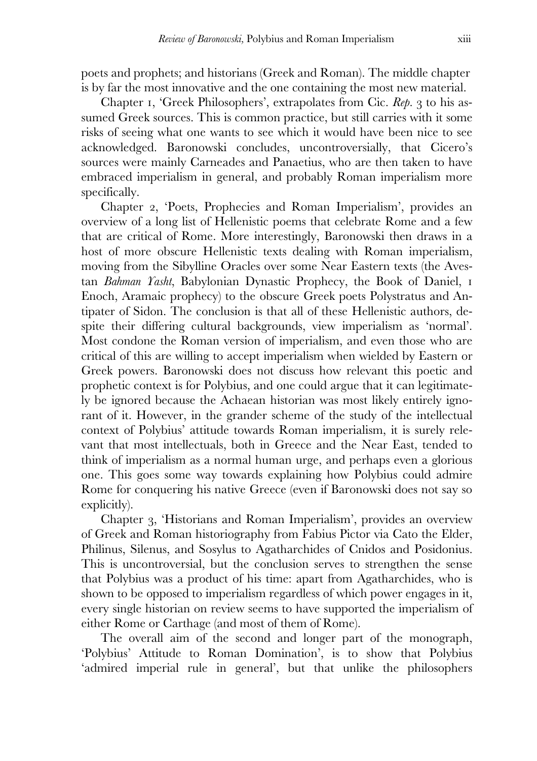poets and prophets; and historians (Greek and Roman). The middle chapter is by far the most innovative and the one containing the most new material.

Chapter 1, 'Greek Philosophers', extrapolates from Cic. *Rep.* 3 to his assumed Greek sources. This is common practice, but still carries with it some risks of seeing what one wants to see which it would have been nice to see acknowledged. Baronowski concludes, uncontroversially, that Cicero's sources were mainly Carneades and Panaetius, who are then taken to have embraced imperialism in general, and probably Roman imperialism more specifically.

Chapter 2, 'Poets, Prophecies and Roman Imperialism', provides an overview of a long list of Hellenistic poems that celebrate Rome and a few that are critical of Rome. More interestingly, Baronowski then draws in a host of more obscure Hellenistic texts dealing with Roman imperialism, moving from the Sibylline Oracles over some Near Eastern texts (the Avestan *Bahman Yasht*, Babylonian Dynastic Prophecy, the Book of Daniel, 1 Enoch, Aramaic prophecy) to the obscure Greek poets Polystratus and Antipater of Sidon. The conclusion is that all of these Hellenistic authors, despite their differing cultural backgrounds, view imperialism as 'normal'. Most condone the Roman version of imperialism, and even those who are critical of this are willing to accept imperialism when wielded by Eastern or Greek powers. Baronowski does not discuss how relevant this poetic and prophetic context is for Polybius, and one could argue that it can legitimately be ignored because the Achaean historian was most likely entirely ignorant of it. However, in the grander scheme of the study of the intellectual context of Polybius' attitude towards Roman imperialism, it is surely relevant that most intellectuals, both in Greece and the Near East, tended to think of imperialism as a normal human urge, and perhaps even a glorious one. This goes some way towards explaining how Polybius could admire Rome for conquering his native Greece (even if Baronowski does not say so explicitly).

Chapter 3, 'Historians and Roman Imperialism', provides an overview of Greek and Roman historiography from Fabius Pictor via Cato the Elder, Philinus, Silenus, and Sosylus to Agatharchides of Cnidos and Posidonius. This is uncontroversial, but the conclusion serves to strengthen the sense that Polybius was a product of his time: apart from Agatharchides, who is shown to be opposed to imperialism regardless of which power engages in it, every single historian on review seems to have supported the imperialism of either Rome or Carthage (and most of them of Rome).

The overall aim of the second and longer part of the monograph, 'Polybius' Attitude to Roman Domination', is to show that Polybius 'admired imperial rule in general', but that unlike the philosophers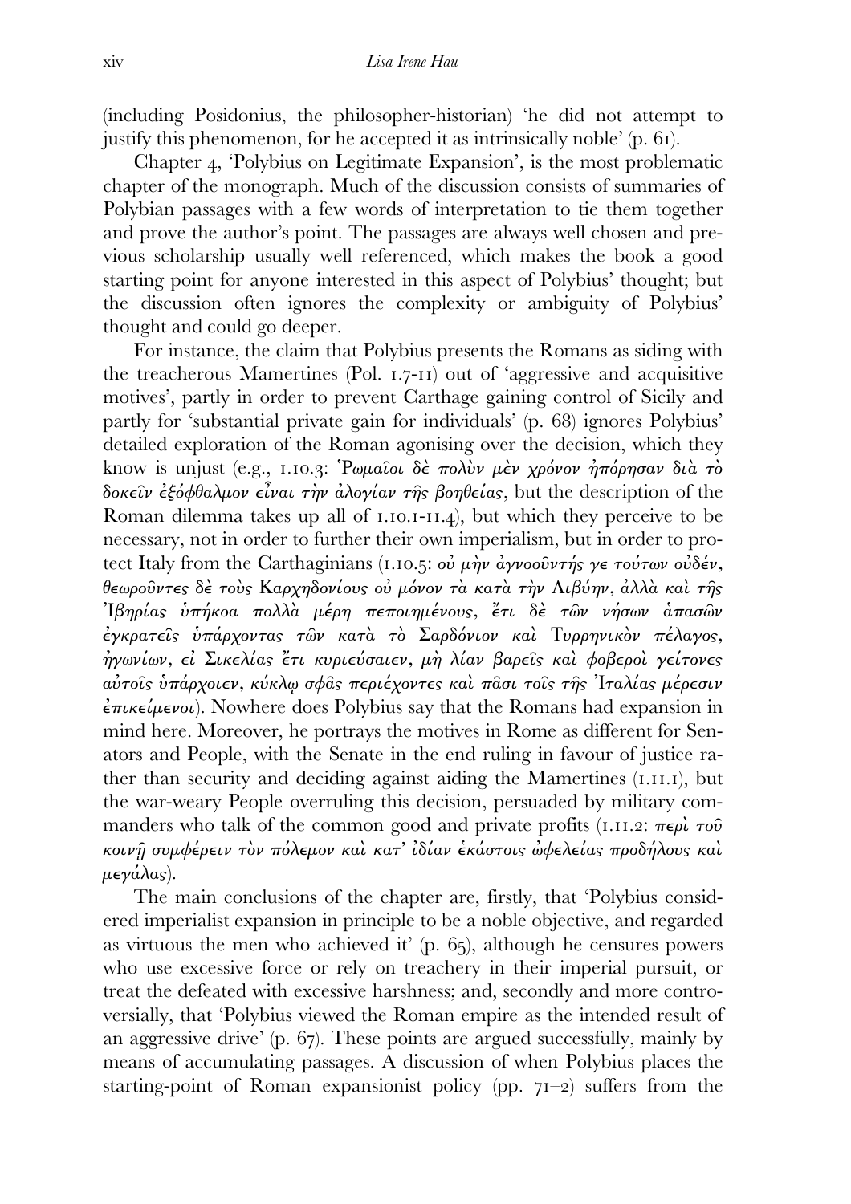(including Posidonius, the philosopher-historian) 'he did not attempt to justify this phenomenon, for he accepted it as intrinsically noble' (p. 61).

Chapter 4, 'Polybius on Legitimate Expansion', is the most problematic chapter of the monograph. Much of the discussion consists of summaries of Polybian passages with a few words of interpretation to tie them together and prove the author's point. The passages are always well chosen and previous scholarship usually well referenced, which makes the book a good starting point for anyone interested in this aspect of Polybius' thought; but the discussion often ignores the complexity or ambiguity of Polybius' thought and could go deeper.

For instance, the claim that Polybius presents the Romans as siding with the treacherous Mamertines (Pol. 1.7-11) out of 'aggressive and acquisitive motives', partly in order to prevent Carthage gaining control of Sicily and partly for 'substantial private gain for individuals' (p. 68) ignores Polybius' detailed exploration of the Roman agonising over the decision, which they know is unjust (e.g., 1.10.3: Ῥωμαῖοι δὲ πολὺν μὲν χρόνον ἠπόρησαν διὰ τὸ δοκεῖν ἐξόφθαλμον εἶναι τὴν ἀλογίαν τῆς βοηθείας, but the description of the Roman dilemma takes up all of 1.10.1-11.4), but which they perceive to be necessary, not in order to further their own imperialism, but in order to protect Italy from the Carthaginians (1.10.5: οὐ μὴν ἀγνοοῦντής γε τούτων οὐδέν, θεωροῦντες δὲ τοὺς Καρχηδονίους οὐ μόνον τὰ κατὰ τὴν Λιβύην, ἀλλὰ καὶ τῆς Ἰβηρίας ὑπήκοα πολλὰ μέρη πεποιημένους, ἔτι δὲ τῶν νήσων ἁπασῶν ἐγκρατεῖς ὑπάρχοντας τῶν κατὰ τὸ Σαρδόνιον καὶ Τυρρηνικὸν πέλαγος, ἠγωνίων, εἰ Σικελίας ἔτι κυριεύσαιεν, μὴ λίαν βαρεῖς καὶ φοβεροὶ γείτονες αὐτοῖς ὑπάρχοιεν, κύκλῳ σφᾶς περιέχοντες καὶ πᾶσι τοῖς τῆς Ἰταλίας μέρεσιν ἐπικείμενοι). Nowhere does Polybius say that the Romans had expansion in mind here. Moreover, he portrays the motives in Rome as different for Senators and People, with the Senate in the end ruling in favour of justice rather than security and deciding against aiding the Mamertines (1.11.1), but the war-weary People overruling this decision, persuaded by military commanders who talk of the common good and private profits (1.11.2: περὶ τοῦ κοινῇ συμφέρειν τὸν πόλεμον καὶ κατ' ἰδίαν ἑκάστοις ὠφελείας προδήλους καὶ μεγάλας).

The main conclusions of the chapter are, firstly, that 'Polybius considered imperialist expansion in principle to be a noble objective, and regarded as virtuous the men who achieved it' (p. 65), although he censures powers who use excessive force or rely on treachery in their imperial pursuit, or treat the defeated with excessive harshness; and, secondly and more controversially, that 'Polybius viewed the Roman empire as the intended result of an aggressive drive' (p. 67). These points are argued successfully, mainly by means of accumulating passages. A discussion of when Polybius places the starting-point of Roman expansionist policy (pp. 71–2) suffers from the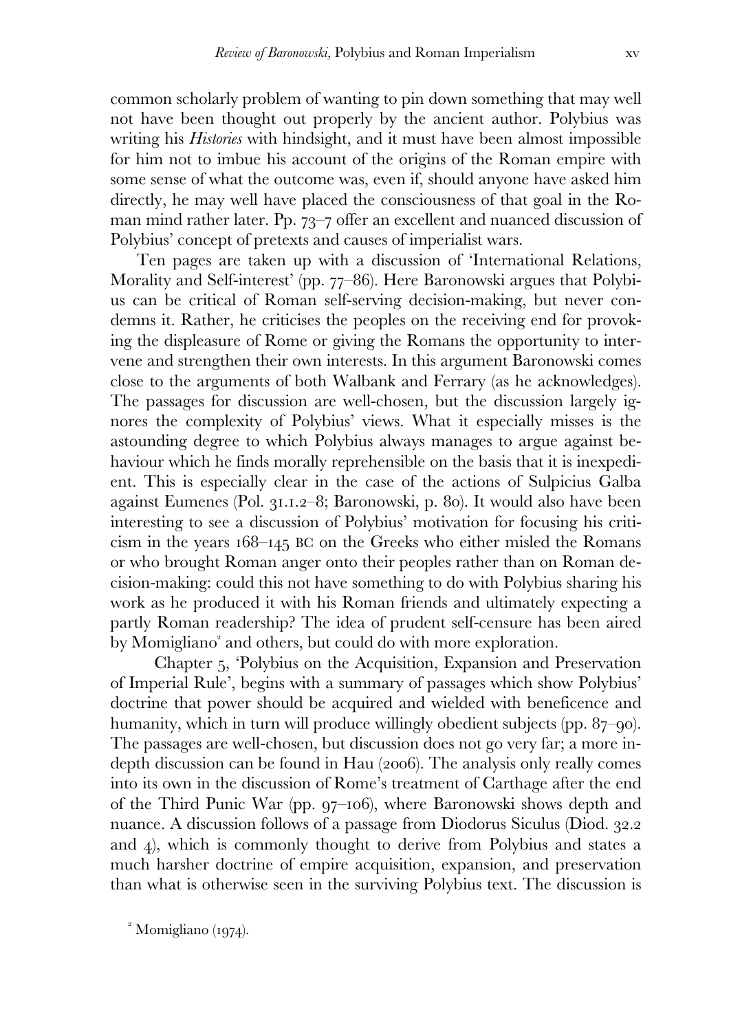common scholarly problem of wanting to pin down something that may well not have been thought out properly by the ancient author. Polybius was writing his *Histories* with hindsight, and it must have been almost impossible for him not to imbue his account of the origins of the Roman empire with some sense of what the outcome was, even if, should anyone have asked him directly, he may well have placed the consciousness of that goal in the Roman mind rather later. Pp. 73–7 offer an excellent and nuanced discussion of Polybius' concept of pretexts and causes of imperialist wars.

Ten pages are taken up with a discussion of 'International Relations, Morality and Self-interest' (pp. 77–86). Here Baronowski argues that Polybius can be critical of Roman self-serving decision-making, but never condemns it. Rather, he criticises the peoples on the receiving end for provoking the displeasure of Rome or giving the Romans the opportunity to intervene and strengthen their own interests. In this argument Baronowski comes close to the arguments of both Walbank and Ferrary (as he acknowledges). The passages for discussion are well-chosen, but the discussion largely ignores the complexity of Polybius' views. What it especially misses is the astounding degree to which Polybius always manages to argue against behaviour which he finds morally reprehensible on the basis that it is inexpedient. This is especially clear in the case of the actions of Sulpicius Galba against Eumenes (Pol. 31.1.2–8; Baronowski, p. 80). It would also have been interesting to see a discussion of Polybius' motivation for focusing his criticism in the years 168–145 BC on the Greeks who either misled the Romans or who brought Roman anger onto their peoples rather than on Roman decision-making: could this not have something to do with Polybius sharing his work as he produced it with his Roman friends and ultimately expecting a partly Roman readership? The idea of prudent self-censure has been aired by Momigliano[2] and others, but could do with more exploration.

Chapter 5, 'Polybius on the Acquisition, Expansion and Preservation of Imperial Rule', begins with a summary of passages which show Polybius' doctrine that power should be acquired and wielded with beneficence and humanity, which in turn will produce willingly obedient subjects (pp. 87–90). The passages are well-chosen, but discussion does not go very far; a more in-depth discussion can be found in Hau (2006). The analysis only really comes into its own in the discussion of Rome's treatment of Carthage after the end of the Third Punic War (pp. 97–106), where Baronowski shows depth and nuance. A discussion follows of a passage from Diodorus Siculus (Diod. 32.2 and 4), which is commonly thought to derive from Polybius and states a much harsher doctrine of empire acquisition, expansion, and preservation than what is otherwise seen in the surviving Polybius text. The discussion is

[2] Momigliano (1974).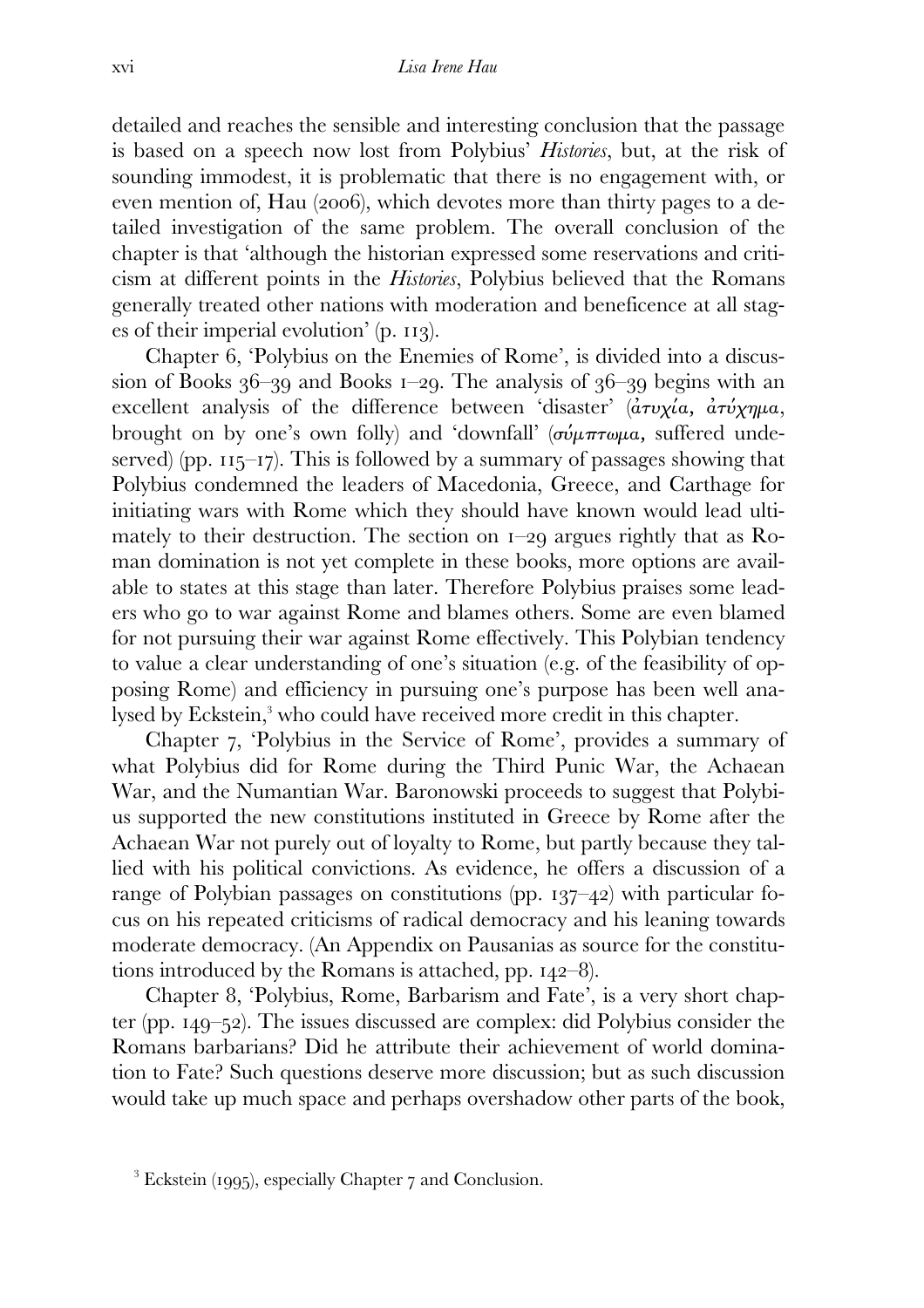detailed and reaches the sensible and interesting conclusion that the passage is based on a speech now lost from Polybius' *Histories*, but, at the risk of sounding immodest, it is problematic that there is no engagement with, or even mention of, Hau (2006), which devotes more than thirty pages to a detailed investigation of the same problem. The overall conclusion of the chapter is that 'although the historian expressed some reservations and criticism at different points in the *Histories*, Polybius believed that the Romans generally treated other nations with moderation and beneficence at all stages of their imperial evolution' (p. 113).

Chapter 6, 'Polybius on the Enemies of Rome', is divided into a discussion of Books 36–39 and Books 1–29. The analysis of 36–39 begins with an excellent analysis of the difference between 'disaster' (ἀτυχία, ἀτύχημα, brought on by one's own folly) and 'downfall' (σύμπτωμα, suffered undeserved) (pp. 115–17). This is followed by a summary of passages showing that Polybius condemned the leaders of Macedonia, Greece, and Carthage for initiating wars with Rome which they should have known would lead ultimately to their destruction. The section on 1–29 argues rightly that as Roman domination is not yet complete in these books, more options are available to states at this stage than later. Therefore Polybius praises some leaders who go to war against Rome and blames others. Some are even blamed for not pursuing their war against Rome effectively. This Polybian tendency to value a clear understanding of one's situation (e.g. of the feasibility of opposing Rome) and efficiency in pursuing one's purpose has been well analysed by Eckstein,[3] who could have received more credit in this chapter.

Chapter 7, 'Polybius in the Service of Rome', provides a summary of what Polybius did for Rome during the Third Punic War, the Achaean War, and the Numantian War. Baronowski proceeds to suggest that Polybius supported the new constitutions instituted in Greece by Rome after the Achaean War not purely out of loyalty to Rome, but partly because they tallied with his political convictions. As evidence, he offers a discussion of a range of Polybian passages on constitutions (pp. 137–42) with particular focus on his repeated criticisms of radical democracy and his leaning towards moderate democracy. (An Appendix on Pausanias as source for the constitutions introduced by the Romans is attached, pp. 142–8).

Chapter 8, 'Polybius, Rome, Barbarism and Fate', is a very short chapter (pp. 149–52). The issues discussed are complex: did Polybius consider the Romans barbarians? Did he attribute their achievement of world domination to Fate? Such questions deserve more discussion; but as such discussion would take up much space and perhaps overshadow other parts of the book,

[3] Eckstein (1995), especially Chapter 7 and Conclusion.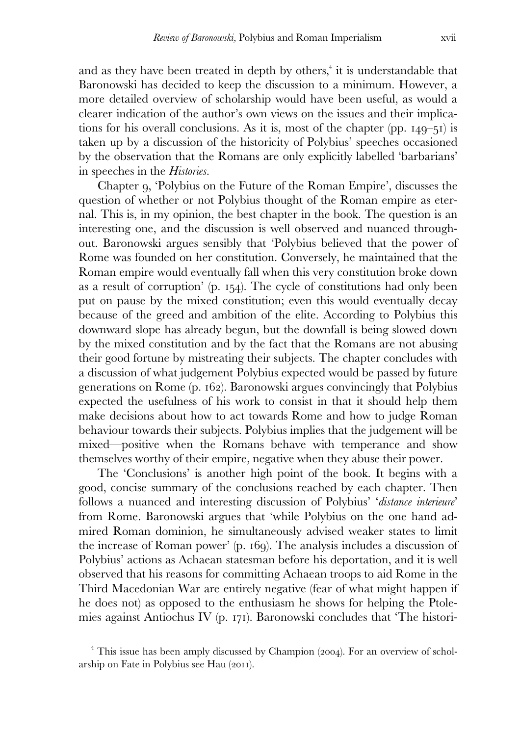and as they have been treated in depth by others,[4] it is understandable that Baronowski has decided to keep the discussion to a minimum. However, a more detailed overview of scholarship would have been useful, as would a clearer indication of the author's own views on the issues and their implications for his overall conclusions. As it is, most of the chapter (pp. 149–51) is taken up by a discussion of the historicity of Polybius' speeches occasioned by the observation that the Romans are only explicitly labelled 'barbarians' in speeches in the *Histories*.

Chapter 9, 'Polybius on the Future of the Roman Empire', discusses the question of whether or not Polybius thought of the Roman empire as eternal. This is, in my opinion, the best chapter in the book. The question is an interesting one, and the discussion is well observed and nuanced throughout. Baronowski argues sensibly that 'Polybius believed that the power of Rome was founded on her constitution. Conversely, he maintained that the Roman empire would eventually fall when this very constitution broke down as a result of corruption' (p. 154). The cycle of constitutions had only been put on pause by the mixed constitution; even this would eventually decay because of the greed and ambition of the elite. According to Polybius this downward slope has already begun, but the downfall is being slowed down by the mixed constitution and by the fact that the Romans are not abusing their good fortune by mistreating their subjects. The chapter concludes with a discussion of what judgement Polybius expected would be passed by future generations on Rome (p. 162). Baronowski argues convincingly that Polybius expected the usefulness of his work to consist in that it should help them make decisions about how to act towards Rome and how to judge Roman behaviour towards their subjects. Polybius implies that the judgement will be mixed—positive when the Romans behave with temperance and show themselves worthy of their empire, negative when they abuse their power.

The 'Conclusions' is another high point of the book. It begins with a good, concise summary of the conclusions reached by each chapter. Then follows a nuanced and interesting discussion of Polybius' '*distance interieure*' from Rome. Baronowski argues that 'while Polybius on the one hand admired Roman dominion, he simultaneously advised weaker states to limit the increase of Roman power' (p. 169). The analysis includes a discussion of Polybius' actions as Achaean statesman before his deportation, and it is well observed that his reasons for committing Achaean troops to aid Rome in the Third Macedonian War are entirely negative (fear of what might happen if he does not) as opposed to the enthusiasm he shows for helping the Ptolemies against Antiochus IV (p. 171). Baronowski concludes that 'The histori-

[4] This issue has been amply discussed by Champion (2004). For an overview of scholarship on Fate in Polybius see Hau (2011).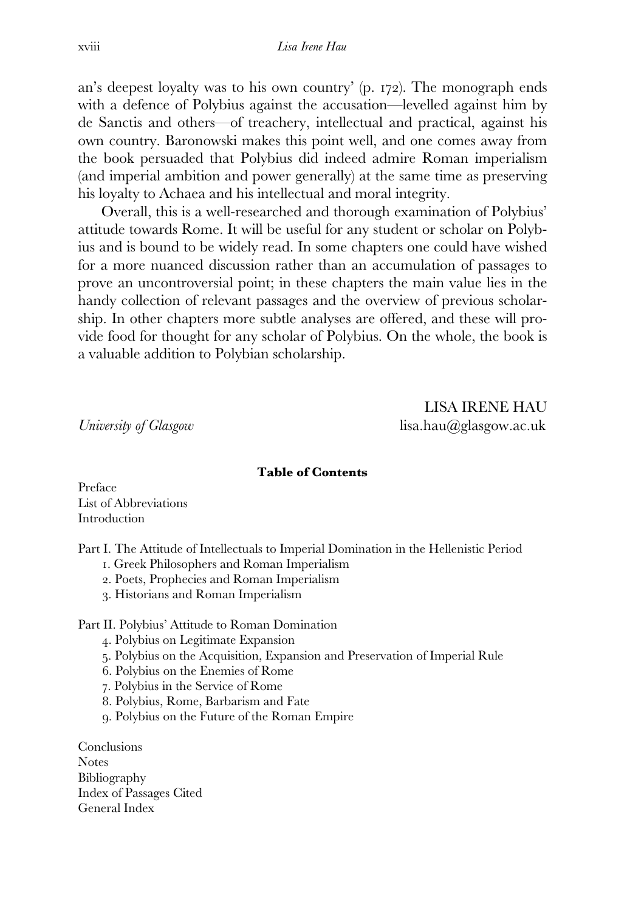an's deepest loyalty was to his own country' (p. 172). The monograph ends with a defence of Polybius against the accusation—levelled against him by de Sanctis and others—of treachery, intellectual and practical, against his own country. Baronowski makes this point well, and one comes away from the book persuaded that Polybius did indeed admire Roman imperialism (and imperial ambition and power generally) at the same time as preserving his loyalty to Achaea and his intellectual and moral integrity.

Overall, this is a well-researched and thorough examination of Polybius' attitude towards Rome. It will be useful for any student or scholar on Polybius and is bound to be widely read. In some chapters one could have wished for a more nuanced discussion rather than an accumulation of passages to prove an uncontroversial point; in these chapters the main value lies in the handy collection of relevant passages and the overview of previous scholarship. In other chapters more subtle analyses are offered, and these will provide food for thought for any scholar of Polybius. On the whole, the book is a valuable addition to Polybian scholarship.

LISA IRENE HAU

*University of Glasgow* lisa.hau@glasgow.ac.uk

**Table of Contents**

Preface
List of Abbreviations
Introduction

Part I. The Attitude of Intellectuals to Imperial Domination in the Hellenistic Period

1. Greek Philosophers and Roman Imperialism
2. Poets, Prophecies and Roman Imperialism
3. Historians and Roman Imperialism

Part II. Polybius' Attitude to Roman Domination

4. Polybius on Legitimate Expansion
5. Polybius on the Acquisition, Expansion and Preservation of Imperial Rule
6. Polybius on the Enemies of Rome
7. Polybius in the Service of Rome
8. Polybius, Rome, Barbarism and Fate
9. Polybius on the Future of the Roman Empire

Conclusions
Notes
Bibliography
Index of Passages Cited
General Index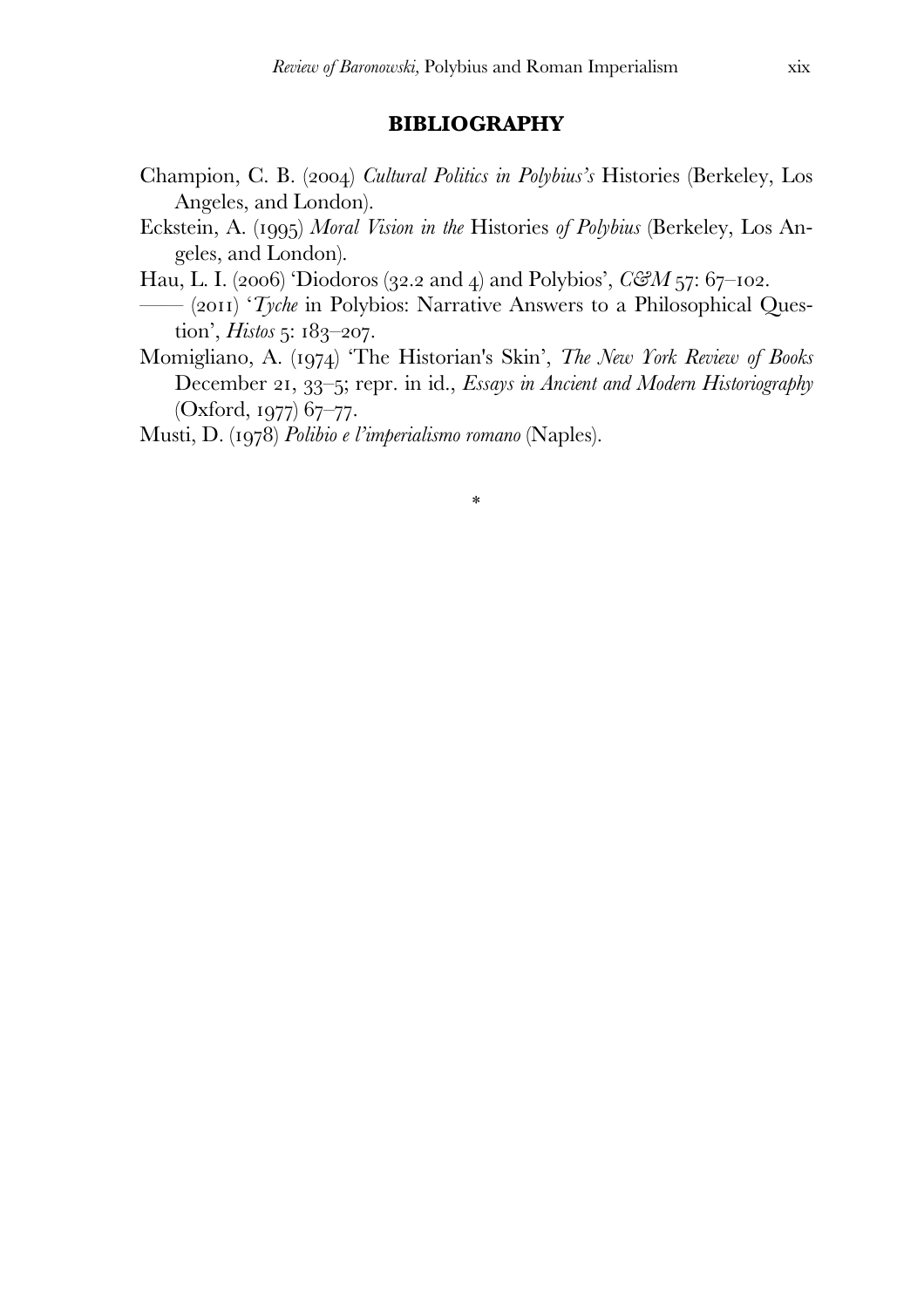## BIBLIOGRAPHY

Champion, C. B. (2004) *Cultural Politics in Polybius's* Histories (Berkeley, Los Angeles, and London).

Eckstein, A. (1995) *Moral Vision in the* Histories *of Polybius* (Berkeley, Los Angeles, and London).

Hau, L. I. (2006) 'Diodoros (32.2 and 4) and Polybios', *C&M* 57: 67–102.

—— (2011) '*Tyche* in Polybios: Narrative Answers to a Philosophical Question', *Histos* 5: 183–207.

Momigliano, A. (1974) 'The Historian's Skin', *The New York Review of Books* December 21, 33–5; repr. in id., *Essays in Ancient and Modern Historiography* (Oxford, 1977) 67–77.

Musti, D. (1978) *Polibio e l'imperialismo romano* (Naples).

*